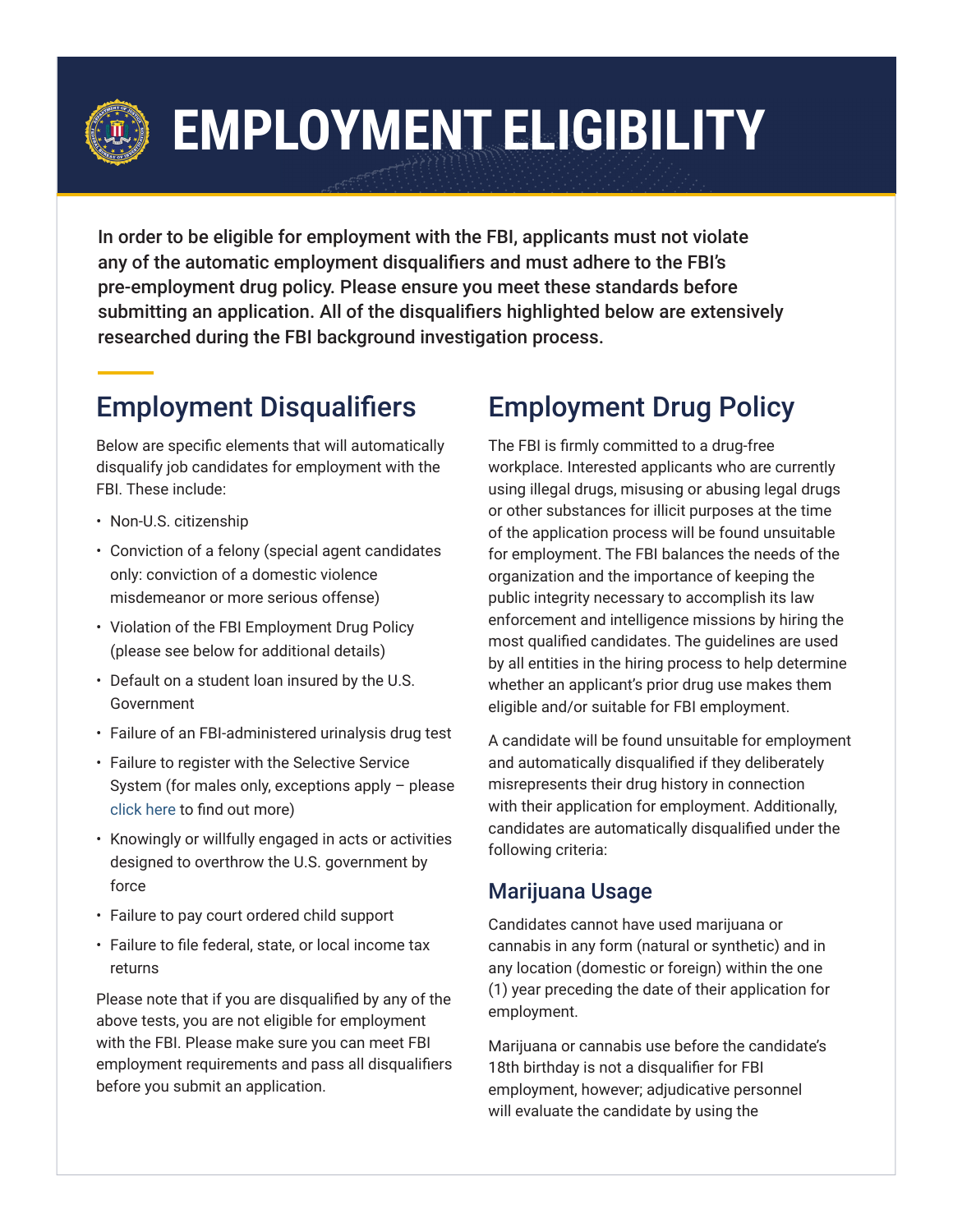# EMPLOYMENT ELIGIBILITY

**In order to be eligible for employment with the FBI, applicants must not violate any of the automatic employment disqualifiers and must adhere to the FBI's pre-employment drug policy. Please ensure you meet these standards before submitting an application. All of the disqualifiers highlighted below are extensively researched during the FBI background investigation process.**

## Employment Disqualifiers

Below are specific elements that will automatically disqualify job candidates for employment with the FBI. These include:

- Non-U.S. citizenship
- Conviction of a felony (special agent candidates only: conviction of a domestic violence misdemeanor or more serious offense)
- Violation of the FBI Employment Drug Policy (please see below for additional details)
- Default on a student loan insured by the U.S. Government
- Failure of an FBI-administered urinalysis drug test
- Failure to register with the Selective Service System (for males only, exceptions apply – please click here to find out more)
- Knowingly or willfully engaged in acts or activities designed to overthrow the U.S. government by force
- Failure to pay court ordered child support
- Failure to file federal, state, or local income tax returns

Please note that if you are disqualified by any of the above tests, you are not eligible for employment with the FBI. Please make sure you can meet FBI employment requirements and pass all disqualifiers before you submit an application.

## Employment Drug Policy

The FBI is firmly committed to a drug-free workplace. Interested applicants who are currently using illegal drugs, misusing or abusing legal drugs or other substances for illicit purposes at the time of the application process will be found unsuitable for employment. The FBI balances the needs of the organization and the importance of keeping the public integrity necessary to accomplish its law enforcement and intelligence missions by hiring the most qualified candidates. The guidelines are used by all entities in the hiring process to help determine whether an applicant's prior drug use makes them eligible and/or suitable for FBI employment.

A candidate will be found unsuitable for employment and automatically disqualified if they deliberately misrepresents their drug history in connection with their application for employment. Additionally, candidates are automatically disqualified under the following criteria:

### Marijuana Usage

Candidates cannot have used marijuana or cannabis in any form (natural or synthetic) and in any location (domestic or foreign) within the one (1) year preceding the date of their application for employment.

Marijuana or cannabis use before the candidate's 18th birthday is not a disqualifier for FBI employment, however; adjudicative personnel will evaluate the candidate by using the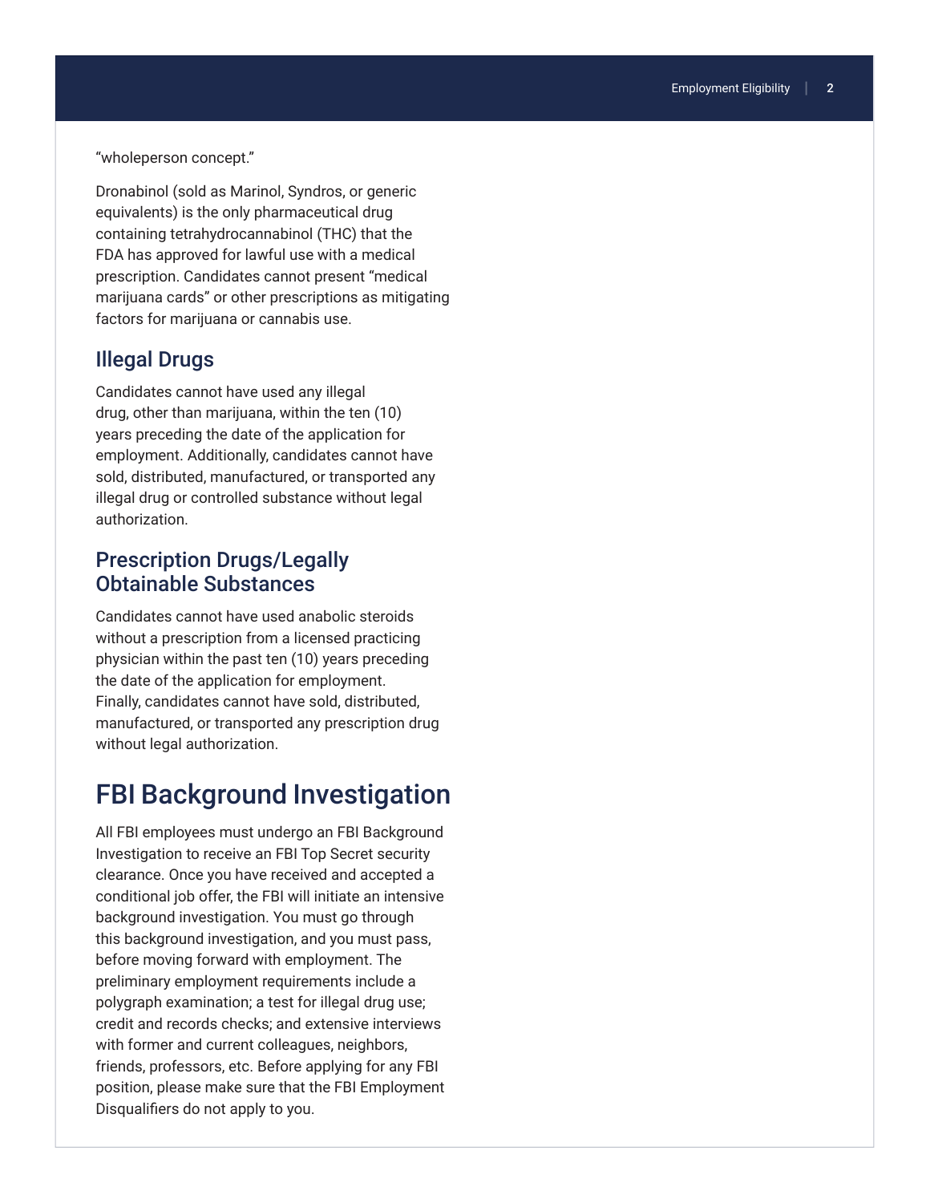“wholeperson concept.”

Dronabinol (sold as Marinol, Syndros, or generic equivalents) is the only pharmaceutical drug containing tetrahydrocannabinol (THC) that the FDA has approved for lawful use with a medical prescription. Candidates cannot present “medical marijuana cards” or other prescriptions as mitigating factors for marijuana or cannabis use.

### Illegal Drugs

Candidates cannot have used any illegal drug, other than marijuana, within the ten (10) years preceding the date of the application for employment. Additionally, candidates cannot have sold, distributed, manufactured, or transported any illegal drug or controlled substance without legal authorization.

### Prescription Drugs/Legally Obtainable Substances

Candidates cannot have used anabolic steroids without a prescription from a licensed practicing physician within the past ten (10) years preceding the date of the application for employment. Finally, candidates cannot have sold, distributed, manufactured, or transported any prescription drug without legal authorization.

## FBI Background Investigation

All FBI employees must undergo an FBI Background Investigation to receive an FBI Top Secret security clearance. Once you have received and accepted a conditional job offer, the FBI will initiate an intensive background investigation. You must go through this background investigation, and you must pass, before moving forward with employment. The preliminary employment requirements include a polygraph examination; a test for illegal drug use; credit and records checks; and extensive interviews with former and current colleagues, neighbors, friends, professors, etc. Before applying for any FBI position, please make sure that the FBI Employment Disqualifiers do not apply to you.